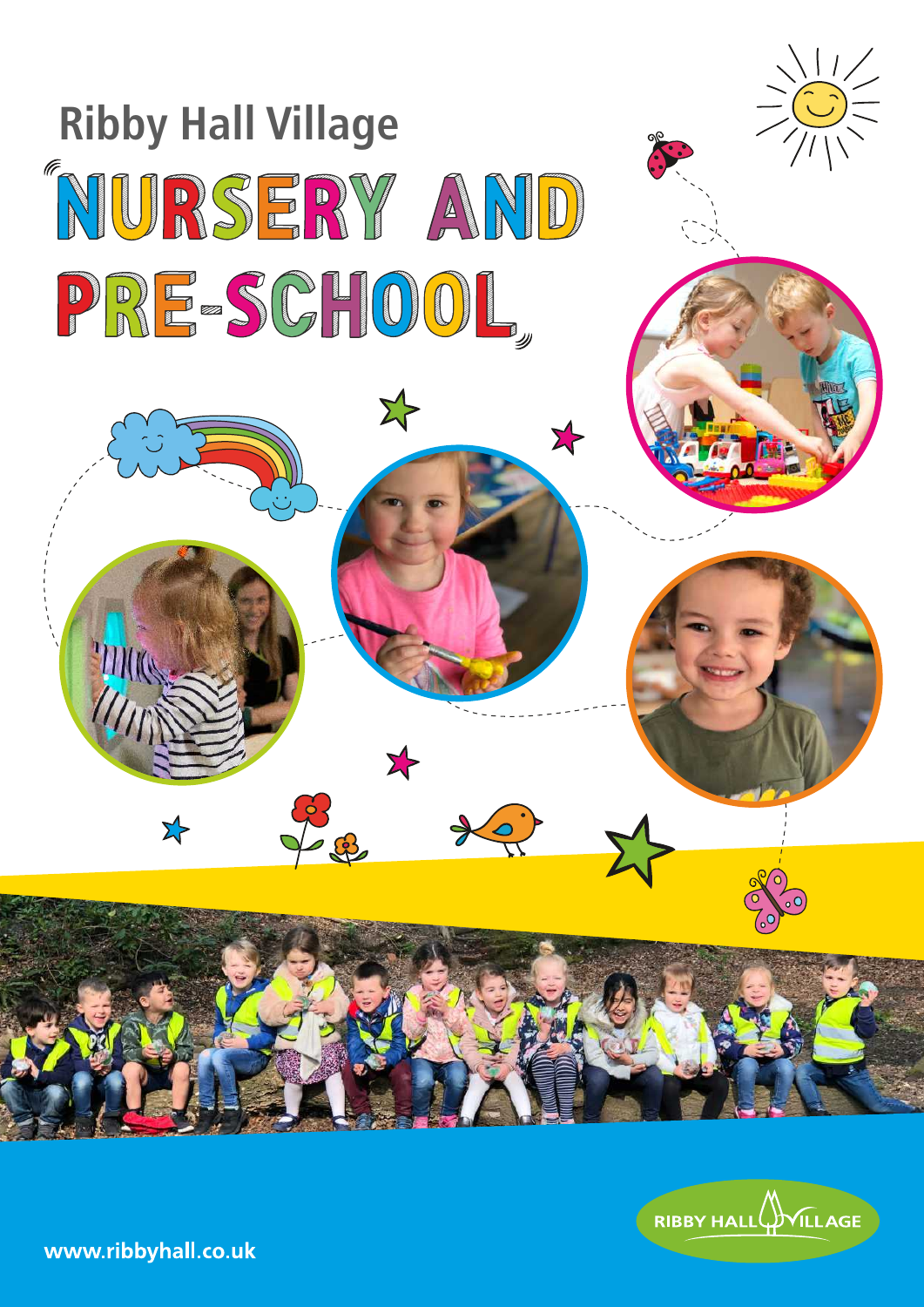## Ribby Hall Village

# NURSERY AND PRE-SCHOOL

RIBBY HALL VILLAGE

www.ribbyhall.co.uk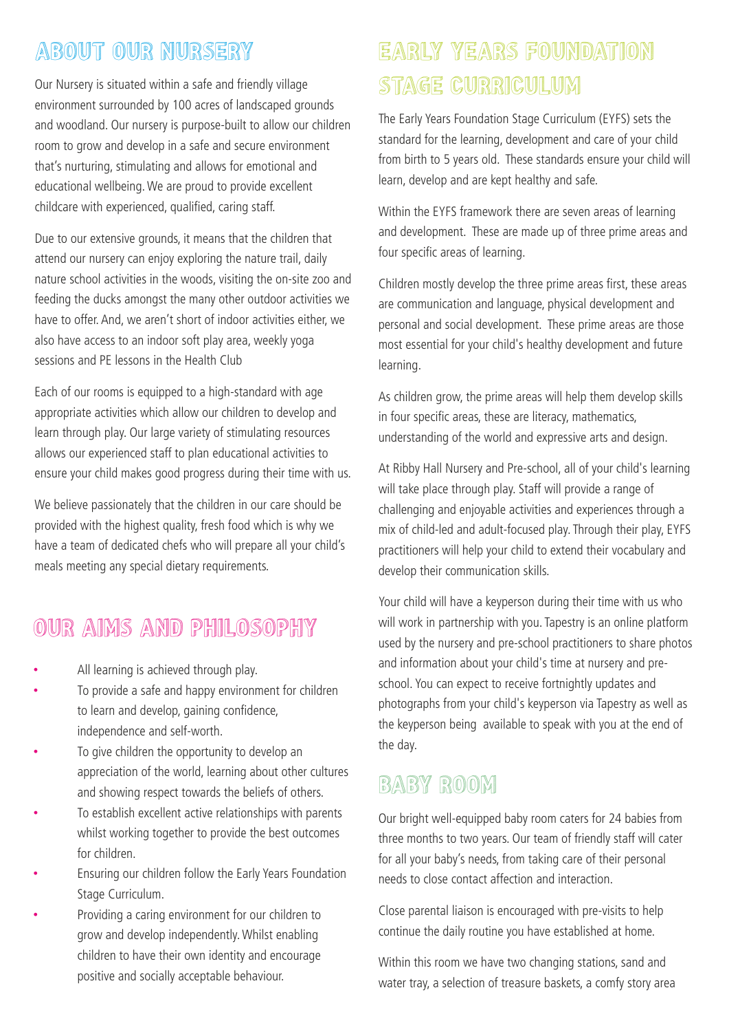## ABOUT OUR NURSERY

Our Nursery is situated within a safe and friendly village environment surrounded by 100 acres of landscaped grounds and woodland. Our nursery is purpose-built to allow our children room to grow and develop in a safe and secure environment that's nurturing, stimulating and allows for emotional and educational wellbeing. We are proud to provide excellent childcare with experienced, qualified, caring staff.

Due to our extensive grounds, it means that the children that attend our nursery can enjoy exploring the nature trail, daily nature school activities in the woods, visiting the on-site zoo and feeding the ducks amongst the many other outdoor activities we have to offer. And, we aren't short of indoor activities either, we also have access to an indoor soft play area, weekly yoga sessions and PE lessons in the Health Club

Each of our rooms is equipped to a high-standard with age appropriate activities which allow our children to develop and learn through play. Our large variety of stimulating resources allows our experienced staff to plan educational activities to ensure your child makes good progress during their time with us.

We believe passionately that the children in our care should be provided with the highest quality, fresh food which is why we have a team of dedicated chefs who will prepare all your child's meals meeting any special dietary requirements.

## OUR AIMS AND PHILOSOPHY

- All learning is achieved through play.
- To provide a safe and happy environment for children to learn and develop, gaining confidence, independence and self-worth.
- To give children the opportunity to develop an appreciation of the world, learning about other cultures and showing respect towards the beliefs of others.
- To establish excellent active relationships with parents whilst working together to provide the best outcomes for children.
- Ensuring our children follow the Early Years Foundation Stage Curriculum.
- Providing a caring environment for our children to grow and develop independently. Whilst enabling children to have their own identity and encourage positive and socially acceptable behaviour.

## EARLY YEARS FOUNDATION STAGE CURRICULUM

The Early Years Foundation Stage Curriculum (EYFS) sets the standard for the learning, development and care of your child from birth to 5 years old. These standards ensure your child will learn, develop and are kept healthy and safe.

Within the EYFS framework there are seven areas of learning and development. These are made up of three prime areas and four specific areas of learning.

Children mostly develop the three prime areas first, these areas are communication and language, physical development and personal and social development. These prime areas are those most essential for your child's healthy development and future learning.

As children grow, the prime areas will help them develop skills in four specific areas, these are literacy, mathematics, understanding of the world and expressive arts and design.

At Ribby Hall Nursery and Pre-school, all of your child's learning will take place through play. Staff will provide a range of challenging and enjoyable activities and experiences through a mix of child-led and adult-focused play. Through their play, EYFS practitioners will help your child to extend their vocabulary and develop their communication skills.

Your child will have a keyperson during their time with us who will work in partnership with you. Tapestry is an online platform used by the nursery and pre-school practitioners to share photos and information about your child's time at nursery and pre-school. You can expect to receive fortnightly updates and photographs from your child's keyperson via Tapestry as well as the keyperson being available to speak with you at the end of the day.

## BABY ROOM

Our bright well-equipped baby room caters for 24 babies from three months to two years. Our team of friendly staff will cater for all your baby's needs, from taking care of their personal needs to close contact affection and interaction.

Close parental liaison is encouraged with pre-visits to help continue the daily routine you have established at home.

Within this room we have two changing stations, sand and water tray, a selection of treasure baskets, a comfy story area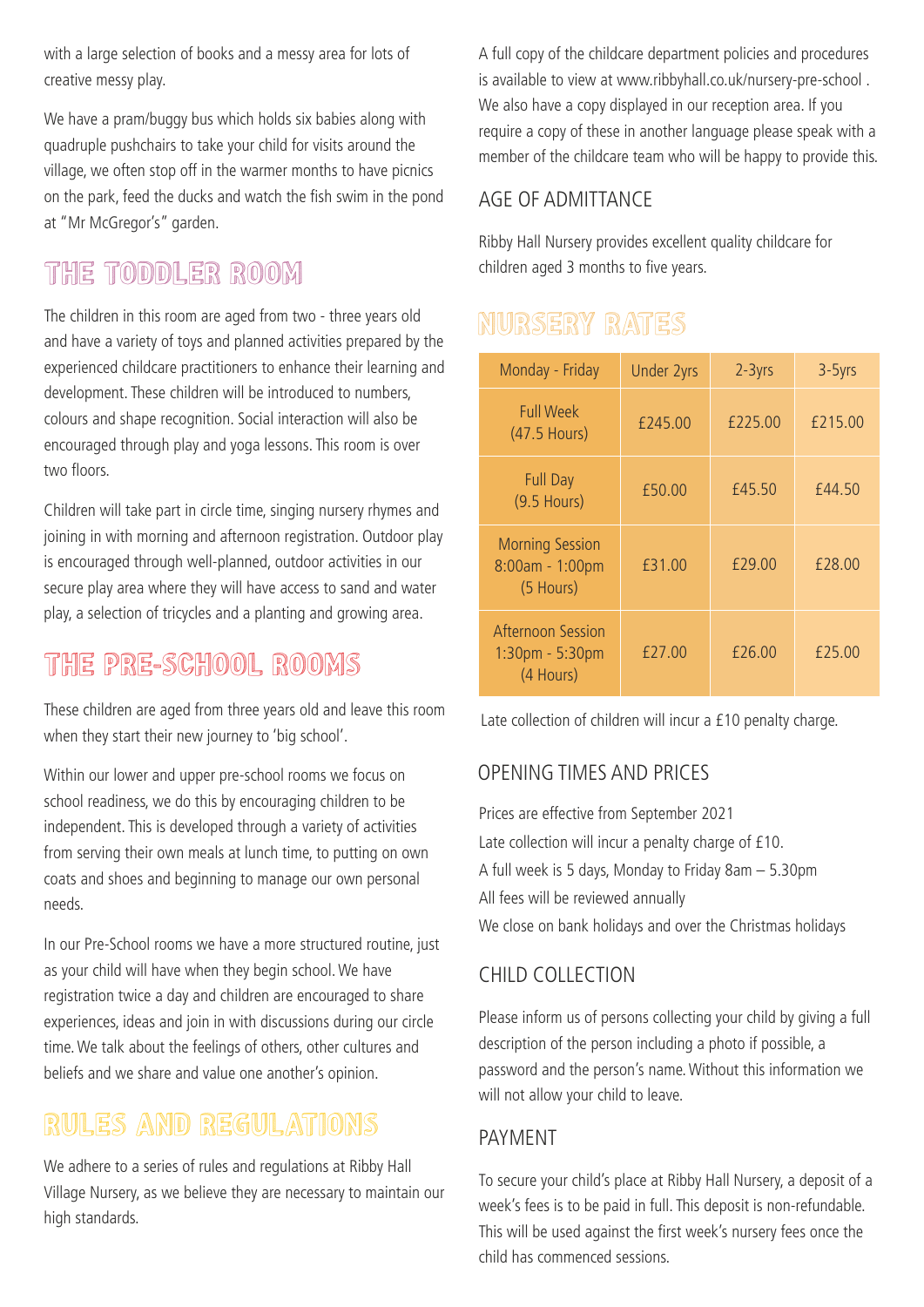with a large selection of books and a messy area for lots of creative messy play.

We have a pram/buggy bus which holds six babies along with quadruple pushchairs to take your child for visits around the village, we often stop off in the warmer months to have picnics on the park, feed the ducks and watch the fish swim in the pond at "Mr McGregor's" garden.

## THE TODDLER ROOM

The children in this room are aged from two - three years old and have a variety of toys and planned activities prepared by the experienced childcare practitioners to enhance their learning and development. These children will be introduced to numbers, colours and shape recognition. Social interaction will also be encouraged through play and yoga lessons. This room is over two floors.

Children will take part in circle time, singing nursery rhymes and joining in with morning and afternoon registration. Outdoor play is encouraged through well-planned, outdoor activities in our secure play area where they will have access to sand and water play, a selection of tricycles and a planting and growing area.

## THE PRE-SCHOOL ROOMS

These children are aged from three years old and leave this room when they start their new journey to 'big school'.

Within our lower and upper pre-school rooms we focus on school readiness, we do this by encouraging children to be independent. This is developed through a variety of activities from serving their own meals at lunch time, to putting on own coats and shoes and beginning to manage our own personal needs.

In our Pre-School rooms we have a more structured routine, just as your child will have when they begin school. We have registration twice a day and children are encouraged to share experiences, ideas and join in with discussions during our circle time. We talk about the feelings of others, other cultures and beliefs and we share and value one another's opinion.

## RULES AND REGULATIONS

We adhere to a series of rules and regulations at Ribby Hall Village Nursery, as we believe they are necessary to maintain our high standards.

A full copy of the childcare department policies and procedures is available to view at www.ribbyhall.co.uk/nursery-pre-school . We also have a copy displayed in our reception area. If you require a copy of these in another language please speak with a member of the childcare team who will be happy to provide this.

### AGE OF ADMITTANCE

Ribby Hall Nursery provides excellent quality childcare for children aged 3 months to five years.

## NURSERY RATES

| Monday - Friday | Under 2yrs | 2-3yrs | 3-5yrs |
|---|---|---|---|
| Full Week (47.5 Hours) | £245.00 | £225.00 | £215.00 |
| Full Day (9.5 Hours) | £50.00 | £45.50 | £44.50 |
| Morning Session 8:00am - 1:00pm (5 Hours) | £31.00 | £29.00 | £28.00 |
| Afternoon Session 1:30pm - 5:30pm (4 Hours) | £27.00 | £26.00 | £25.00 |

Late collection of children will incur a £10 penalty charge.

### OPENING TIMES AND PRICES

Prices are effective from September 2021
Late collection will incur a penalty charge of £10.
A full week is 5 days, Monday to Friday 8am – 5.30pm
All fees will be reviewed annually
We close on bank holidays and over the Christmas holidays

### CHILD COLLECTION

Please inform us of persons collecting your child by giving a full description of the person including a photo if possible, a password and the person's name. Without this information we will not allow your child to leave.

### PAYMENT

To secure your child's place at Ribby Hall Nursery, a deposit of a week's fees is to be paid in full. This deposit is non-refundable. This will be used against the first week's nursery fees once the child has commenced sessions.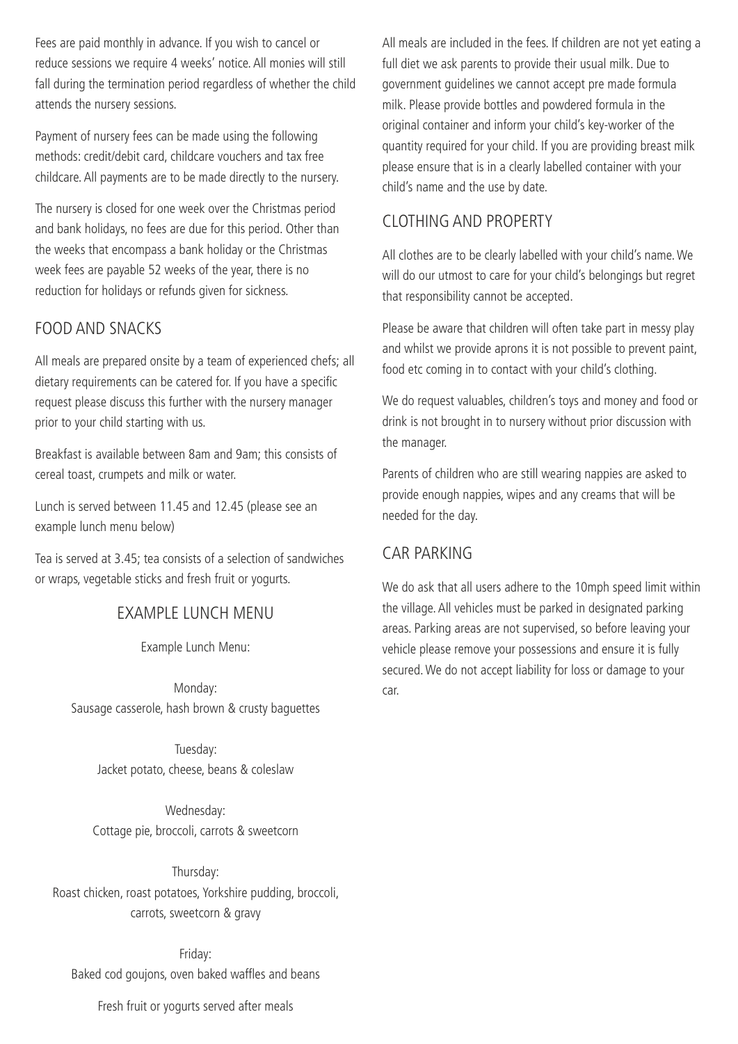Fees are paid monthly in advance. If you wish to cancel or reduce sessions we require 4 weeks' notice. All monies will still fall during the termination period regardless of whether the child attends the nursery sessions.

Payment of nursery fees can be made using the following methods: credit/debit card, childcare vouchers and tax free childcare. All payments are to be made directly to the nursery.

The nursery is closed for one week over the Christmas period and bank holidays, no fees are due for this period. Other than the weeks that encompass a bank holiday or the Christmas week fees are payable 52 weeks of the year, there is no reduction for holidays or refunds given for sickness.

## FOOD AND SNACKS

All meals are prepared onsite by a team of experienced chefs; all dietary requirements can be catered for. If you have a specific request please discuss this further with the nursery manager prior to your child starting with us.

Breakfast is available between 8am and 9am; this consists of cereal toast, crumpets and milk or water.

Lunch is served between 11.45 and 12.45 (please see an example lunch menu below)

Tea is served at 3.45; tea consists of a selection of sandwiches or wraps, vegetable sticks and fresh fruit or yogurts.

### EXAMPLE LUNCH MENU

Example Lunch Menu:

Monday:
Sausage casserole, hash brown & crusty baguettes

Tuesday:
Jacket potato, cheese, beans & coleslaw

Wednesday:
Cottage pie, broccoli, carrots & sweetcorn

Thursday:
Roast chicken, roast potatoes, Yorkshire pudding, broccoli, carrots, sweetcorn & gravy

Friday:
Baked cod goujons, oven baked waffles and beans

Fresh fruit or yogurts served after meals

All meals are included in the fees. If children are not yet eating a full diet we ask parents to provide their usual milk. Due to government guidelines we cannot accept pre made formula milk. Please provide bottles and powdered formula in the original container and inform your child's key-worker of the quantity required for your child. If you are providing breast milk please ensure that is in a clearly labelled container with your child's name and the use by date.

## CLOTHING AND PROPERTY

All clothes are to be clearly labelled with your child's name. We will do our utmost to care for your child's belongings but regret that responsibility cannot be accepted.

Please be aware that children will often take part in messy play and whilst we provide aprons it is not possible to prevent paint, food etc coming in to contact with your child's clothing.

We do request valuables, children's toys and money and food or drink is not brought in to nursery without prior discussion with the manager.

Parents of children who are still wearing nappies are asked to provide enough nappies, wipes and any creams that will be needed for the day.

## CAR PARKING

We do ask that all users adhere to the 10mph speed limit within the village. All vehicles must be parked in designated parking areas. Parking areas are not supervised, so before leaving your vehicle please remove your possessions and ensure it is fully secured. We do not accept liability for loss or damage to your car.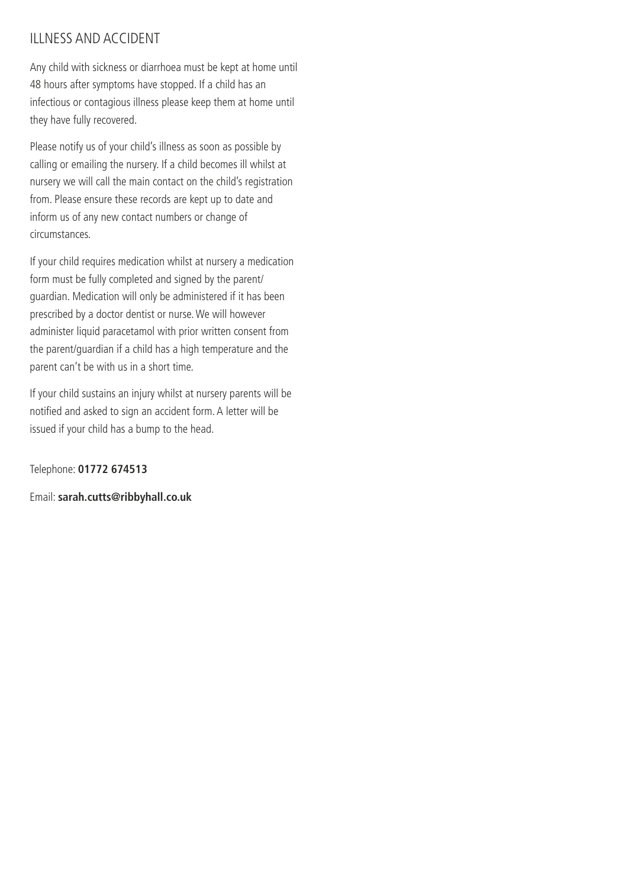## ILLNESS AND ACCIDENT

Any child with sickness or diarrhoea must be kept at home until 48 hours after symptoms have stopped. If a child has an infectious or contagious illness please keep them at home until they have fully recovered.

Please notify us of your child's illness as soon as possible by calling or emailing the nursery. If a child becomes ill whilst at nursery we will call the main contact on the child's registration from. Please ensure these records are kept up to date and inform us of any new contact numbers or change of circumstances.

If your child requires medication whilst at nursery a medication form must be fully completed and signed by the parent/guardian. Medication will only be administered if it has been prescribed by a doctor dentist or nurse. We will however administer liquid paracetamol with prior written consent from the parent/guardian if a child has a high temperature and the parent can't be with us in a short time.

If your child sustains an injury whilst at nursery parents will be notified and asked to sign an accident form. A letter will be issued if your child has a bump to the head.

Telephone: **01772 674513**

Email: **sarah.cutts@ribbyhall.co.uk**